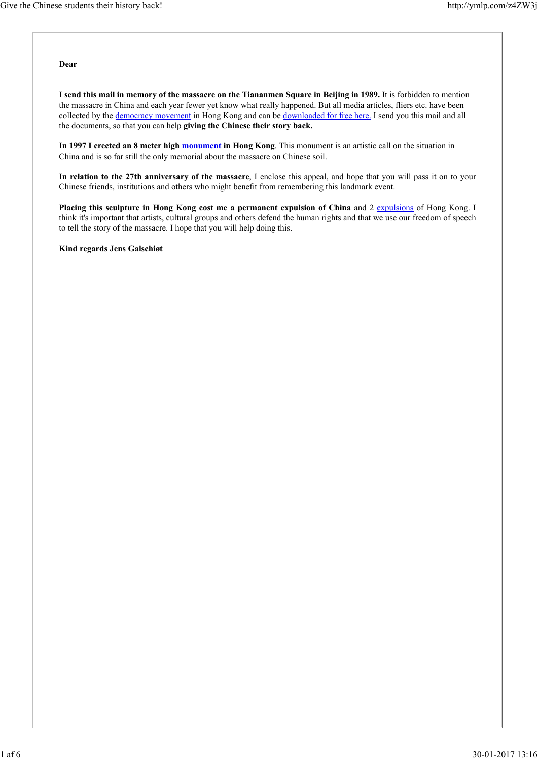**Dear**

**I send this mail in memory of the massacre on the Tiananmen Square in Beijing in 1989.** It is forbidden to mention the massacre in China and each year fewer yet know what really happened. But all media articles, fliers etc. have been collected by the democracy movement in Hong Kong and can be downloaded for free here. I send you this mail and all the documents, so that you can help **giving the Chinese their story back.**

**In 1997 I erected an 8 meter high monument in Hong Kong**. This monument is an artistic call on the situation in China and is so far still the only memorial about the massacre on Chinese soil.

**In relation to the 27th anniversary of the massacre**, I enclose this appeal, and hope that you will pass it on to your Chinese friends, institutions and others who might benefit from remembering this landmark event.

**Placing this sculpture in Hong Kong cost me a permanent expulsion of China** and 2 expulsions of Hong Kong. I think it's important that artists, cultural groups and others defend the human rights and that we use our freedom of speech to tell the story of the massacre. I hope that you will help doing this.

**Kind regards Jens Galschiøt**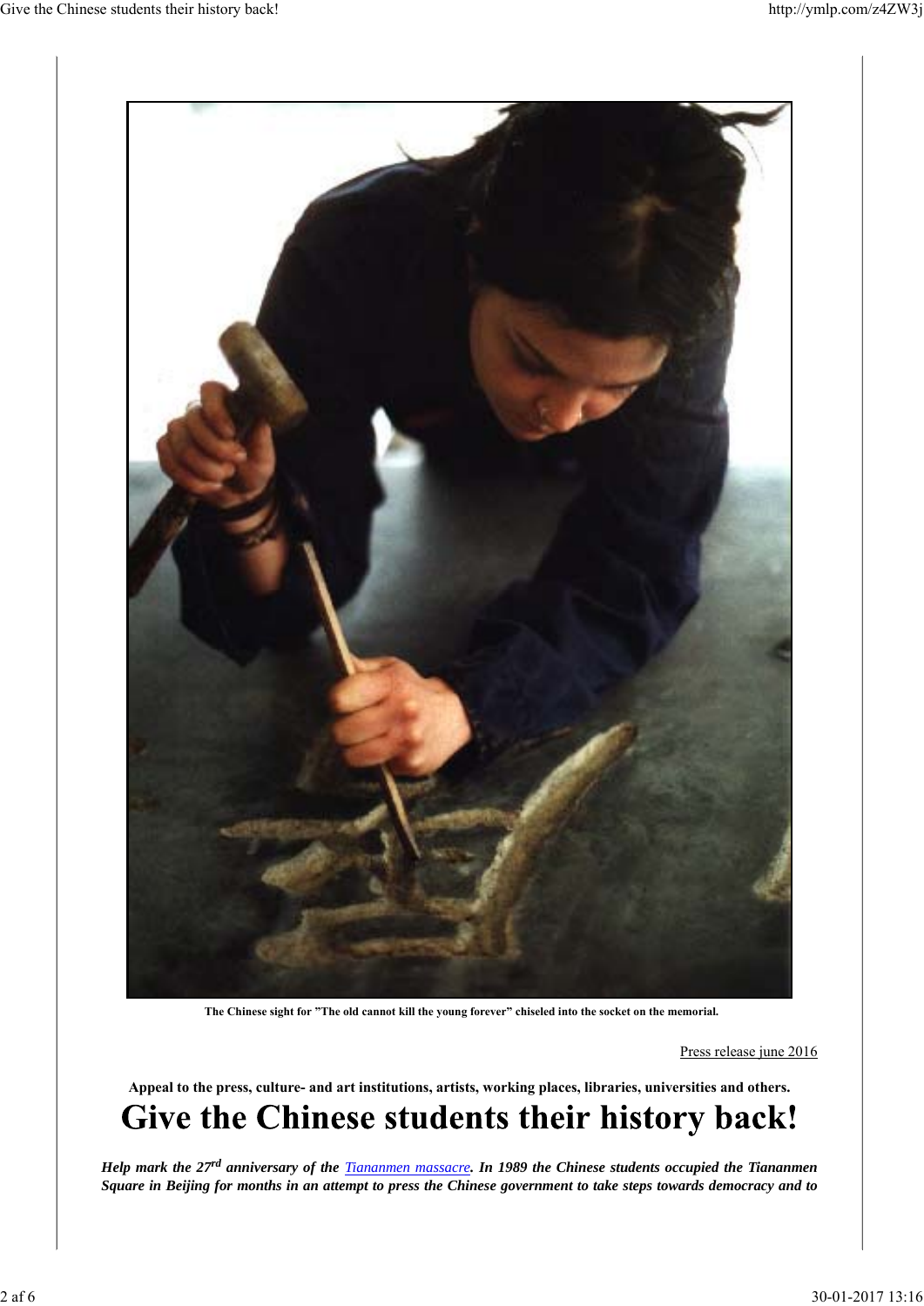The Chinese sight for "The old cannot kill the young forever" chiseled into the socket on the memorial.

Press release june 2016

**Appeal to the press, culture- and art institutions, artists, working places, libraries, universities and others.**

# Give the Chinese students their history back!

***Help mark the 27rd anniversary of the Tiananmen massacre. In 1989 the Chinese students occupied the Tiananmen Square in Beijing for months in an attempt to press the Chinese government to take steps towards democracy and to***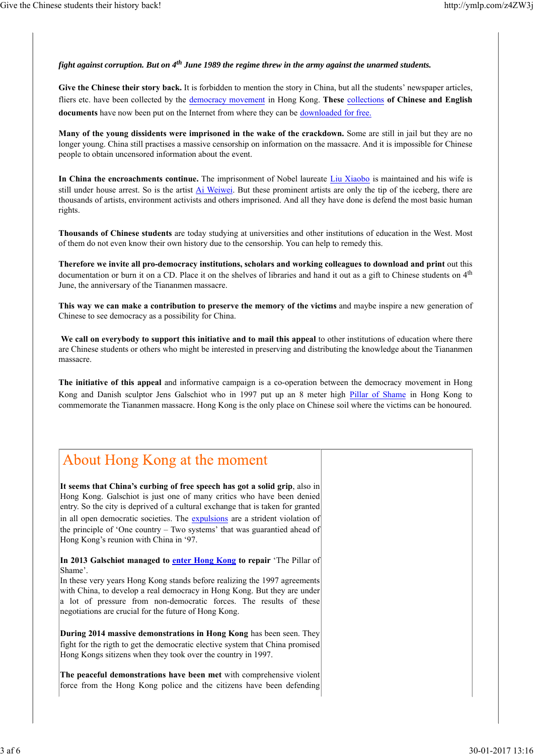***fight against corruption. But on 4th June 1989 the regime threw in the army against the unarmed students.***

**Give the Chinese their story back.** It is forbidden to mention the story in China, but all the students' newspaper articles, fliers etc. have been collected by the democracy movement in Hong Kong. **These** collections **of Chinese and English documents** have now been put on the Internet from where they can be downloaded for free.

**Many of the young dissidents were imprisoned in the wake of the crackdown.** Some are still in jail but they are no longer young. China still practises a massive censorship on information on the massacre. And it is impossible for Chinese people to obtain uncensored information about the event.

**In China the encroachments continue.** The imprisonment of Nobel laureate Liu Xiaobo is maintained and his wife is still under house arrest. So is the artist Ai Weiwei. But these prominent artists are only the tip of the iceberg, there are thousands of artists, environment activists and others imprisoned. And all they have done is defend the most basic human rights.

**Thousands of Chinese students** are today studying at universities and other institutions of education in the West. Most of them do not even know their own history due to the censorship. You can help to remedy this.

**Therefore we invite all pro-democracy institutions, scholars and working colleagues to download and print** out this documentation or burn it on a CD. Place it on the shelves of libraries and hand it out as a gift to Chinese students on 4th June, the anniversary of the Tiananmen massacre.

**This way we can make a contribution to preserve the memory of the victims** and maybe inspire a new generation of Chinese to see democracy as a possibility for China.

**We call on everybody to support this initiative and to mail this appeal** to other institutions of education where there are Chinese students or others who might be interested in preserving and distributing the knowledge about the Tiananmen massacre.

**The initiative of this appeal** and informative campaign is a co-operation between the democracy movement in Hong Kong and Danish sculptor Jens Galschiot who in 1997 put up an 8 meter high Pillar of Shame in Hong Kong to commemorate the Tiananmen massacre. Hong Kong is the only place on Chinese soil where the victims can be honoured.

## About Hong Kong at the moment

**It seems that China's curbing of free speech has got a solid grip**, also in Hong Kong. Galschiot is just one of many critics who have been denied entry. So the city is deprived of a cultural exchange that is taken for granted in all open democratic societies. The expulsions are a strident violation of the principle of 'One country – Two systems' that was guarantied ahead of Hong Kong's reunion with China in '97.

**In 2013 Galschiøt managed to enter Hong Kong to repair** 'The Pillar of Shame'.
In these very years Hong Kong stands before realizing the 1997 agreements with China, to develop a real democracy in Hong Kong. But they are under a lot of pressure from non-democratic forces. The results of these negotiations are crucial for the future of Hong Kong.

**During 2014 massive demonstrations in Hong Kong** has been seen. They fight for the rigth to get the democratic elective system that China promised Hong Kongs sitizens when they took over the country in 1997.

**The peaceful demonstrations have been met** with comprehensive violent force from the Hong Kong police and the citizens have been defending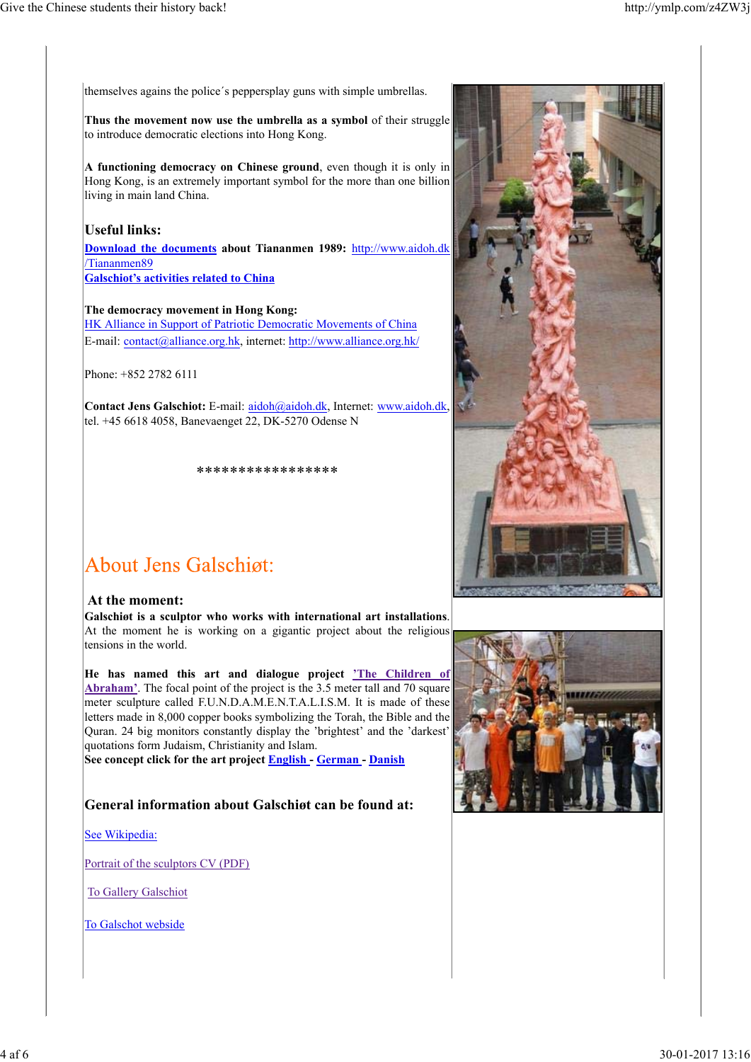themselves agains the police´s pepperspray guns with simple umbrellas.

**Thus the movement now use the umbrella as a symbol** of their struggle to introduce democratic elections into Hong Kong.

**A functioning democracy on Chinese ground**, even though it is only in Hong Kong, is an extremely important symbol for the more than one billion living in main land China.

### Useful links:

**Download the documents** about **Tiananmen 1989:** http://www.aidoh.dk/Tiananmen89
**Galschiot's activities related to China**

**The democracy movement in Hong Kong:**
HK Alliance in Support of Patriotic Democratic Movements of China
E-mail: contact@alliance.org.hk, internet: http://www.alliance.org.hk/

Phone: +852 2782 6111

**Contact Jens Galschiot:** E-mail: aidoh@aidoh.dk, Internet: www.aidoh.dk, tel. +45 6618 4058, Banevaenget 22, DK-5270 Odense N

****************

## About Jens Galschiøt:

### At the moment:

**Galschiøt is a sculptor who works with international art installations**. At the moment he is working on a gigantic project about the religious tensions in the world.

**He has named this art and dialogue project 'The Children of Abraham'**. The focal point of the project is the 3.5 meter tall and 70 square meter sculpture called F.U.N.D.A.M.E.N.T.A.L.I.S.M. It is made of these letters made in 8,000 copper books symbolizing the Torah, the Bible and the Quran. 24 big monitors constantly display the 'brightest' and the 'darkest' quotations form Judaism, Christianity and Islam.
**See concept click for the art project English - German - Danish**

### General information about Galschiøt can be found at:

See Wikipedia:

Portrait of the sculptors CV (PDF)

To Gallery Galschiot

To Galschot webside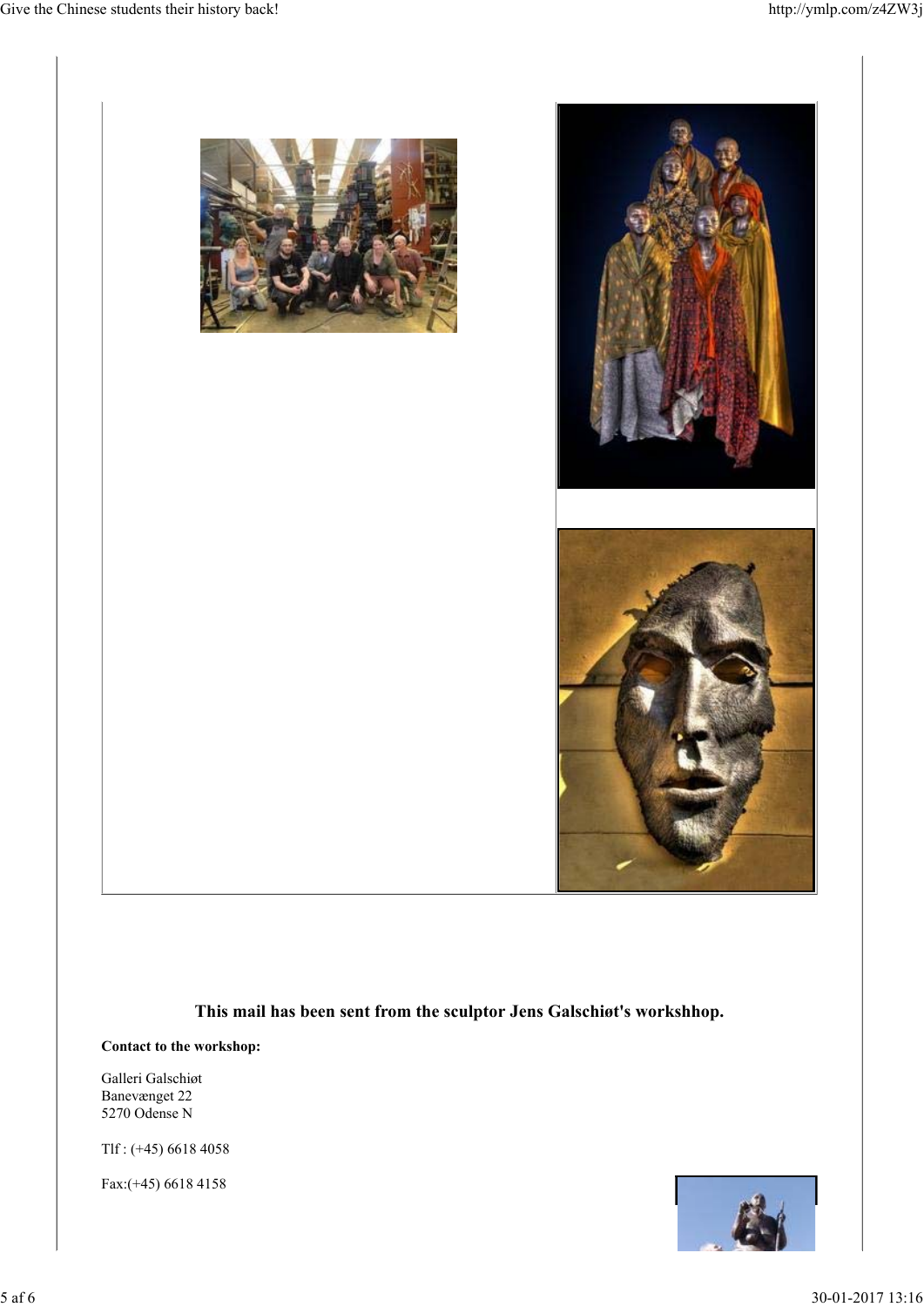**This mail has been sent from the sculptor Jens Galschiøt's workshhop.**

**Contact to the workshop:**

Galleri Galschiøt
Banevænget 22
5270 Odense N

Tlf : (+45) 6618 4058

Fax:(+45) 6618 4158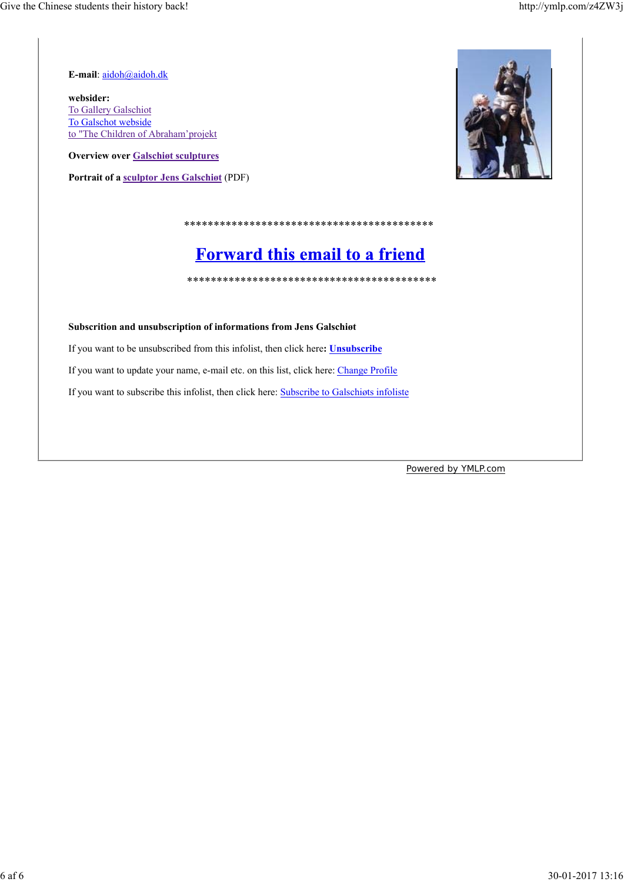**E-mail**: aidoh@aidoh.dk

**websider:**
To Gallery Galschiot
To Galschot webside
to "The Children of Abraham'projekt

**Overview over Galschiøt sculptures**

**Portrait of a sculptor Jens Galschiøt** (PDF)

******************************************

# Forward this email to a friend

******************************************

**Subscrition and unsubscription of informations from Jens Galschiøt**

If you want to be unsubscribed from this infolist, then click here**: Unsubscribe**

If you want to update your name, e-mail etc. on this list, click here: Change Profile

If you want to subscribe this infolist, then click here: Subscribe to Galschiøts infoliste

Powered by YMLP.com